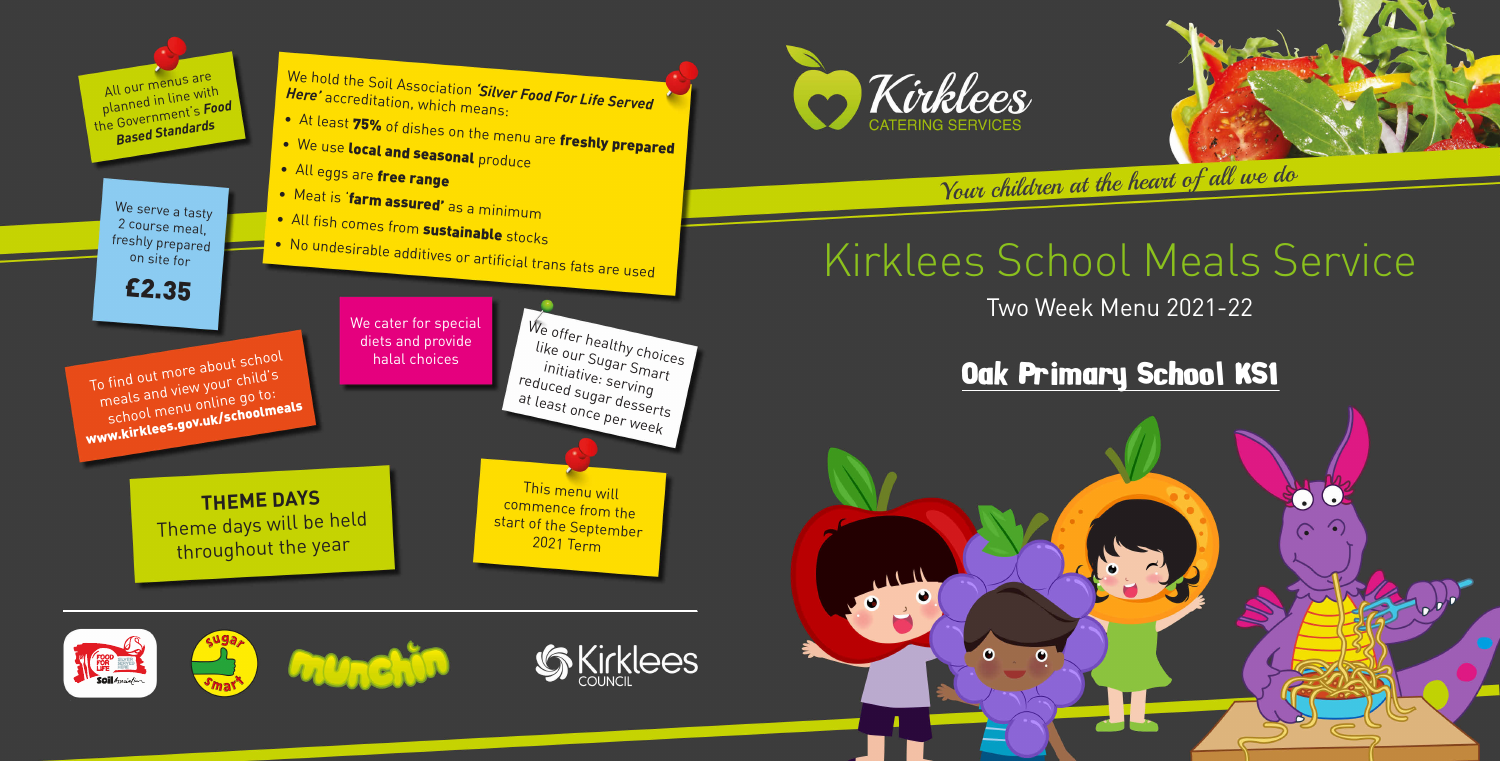# Kirklees School Meals Service

Kirklees CATERING SERVICES

*Your children at the heart of all we do*

Two Week Menu 2021-22

## Oak Primary School KS1

All our menus are planned in line with the Government's ***Food Based Standards***

We hold the Soil Association ***'Silver Food For Life Served Here'*** accreditation, which means:

- At least **75%** of dishes on the menu are **freshly prepared**
- We use **local and seasonal** produce
- All eggs are **free range**
- Meat is '**farm assured**' as a minimum
- All fish comes from **sustainable** stocks
- No undesirable additives or artificial trans fats are used

We serve a tasty 2 course meal, freshly prepared on site for

**£2.35**

To find out more about school meals and view your child's school menu online go to: **www.kirklees.gov.uk/schoolmeals**

We cater for special diets and provide halal choices

We offer healthy choices like our Sugar Smart initiative: serving reduced sugar desserts at least once per week

**THEME DAYS**

Theme days will be held throughout the year

This menu will commence from the start of the September 2021 Term

Kirklees COUNCIL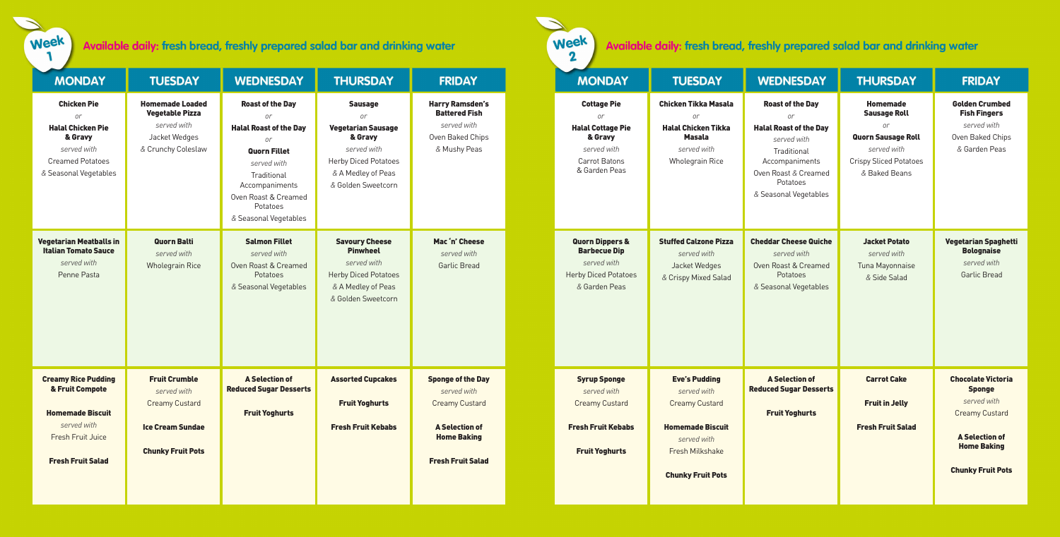## Week 1

**Available daily: fresh bread, freshly prepared salad bar and drinking water**

| MONDAY | TUESDAY | WEDNESDAY | THURSDAY | FRIDAY |
|---|---|---|---|---|
| **Chicken Pie** *or* **Halal Chicken Pie & Gravy** *served with* Creamed Potatoes & Seasonal Vegetables | **Homemade Loaded Vegetable Pizza** *served with* Jacket Wedges & Crunchy Coleslaw | **Roast of the Day** *or* **Halal Roast of the Day** *or* **Quorn Fillet** *served with* Traditional Accompaniments Oven Roast & Creamed Potatoes & Seasonal Vegetables | **Sausage** *or* **Vegetarian Sausage & Gravy** *served with* Herby Diced Potatoes & A Medley of Peas & Golden Sweetcorn | **Harry Ramsden's Battered Fish** *served with* Oven Baked Chips & Mushy Peas |
| **Vegetarian Meatballs in Italian Tomato Sauce** *served with* Penne Pasta | **Quorn Balti** *served with* Wholegrain Rice | **Salmon Fillet** *served with* Oven Roast & Creamed Potatoes & Seasonal Vegetables | **Savoury Cheese Pinwheel** *served with* Herby Diced Potatoes & A Medley of Peas & Golden Sweetcorn | **Mac 'n' Cheese** *served with* Garlic Bread |
| **Creamy Rice Pudding & Fruit Compote** **Homemade Biscuit** *served with* Fresh Fruit Juice **Fresh Fruit Salad** | **Fruit Crumble** *served with* Creamy Custard **Ice Cream Sundae** **Chunky Fruit Pots** | **A Selection of Reduced Sugar Desserts** **Fruit Yoghurts** | **Assorted Cupcakes** **Fruit Yoghurts** **Fresh Fruit Kebabs** | **Sponge of the Day** *served with* Creamy Custard **A Selection of Home Baking** **Fresh Fruit Salad** |

## Week 2

**Available daily: fresh bread, freshly prepared salad bar and drinking water**

| MONDAY | TUESDAY | WEDNESDAY | THURSDAY | FRIDAY |
|---|---|---|---|---|
| **Cottage Pie** *or* **Halal Cottage Pie & Gravy** *served with* Carrot Batons & Garden Peas | **Chicken Tikka Masala** *or* **Halal Chicken Tikka Masala** *served with* Wholegrain Rice | **Roast of the Day** *or* **Halal Roast of the Day** *served with* Traditional Accompaniments Oven Roast & Creamed Potatoes & Seasonal Vegetables | **Homemade Sausage Roll** *or* **Quorn Sausage Roll** *served with* Crispy Sliced Potatoes & Baked Beans | **Golden Crumbed Fish Fingers** *served with* Oven Baked Chips & Garden Peas |
| **Quorn Dippers & Barbecue Dip** *served with* Herby Diced Potatoes & Garden Peas | **Stuffed Calzone Pizza** *served with* Jacket Wedges & Crispy Mixed Salad | **Cheddar Cheese Quiche** *served with* Oven Roast & Creamed Potatoes & Seasonal Vegetables | **Jacket Potato** *served with* Tuna Mayonnaise & Side Salad | **Vegetarian Spaghetti Bolognaise** *served with* Garlic Bread |
| **Syrup Sponge** *served with* Creamy Custard **Fresh Fruit Kebabs** **Fruit Yoghurts** | **Eve's Pudding** *served with* Creamy Custard **Homemade Biscuit** *served with* Fresh Milkshake **Chunky Fruit Pots** | **A Selection of Reduced Sugar Desserts** **Fruit Yoghurts** | **Carrot Cake** **Fruit in Jelly** **Fresh Fruit Salad** | **Chocolate Victoria Sponge** *served with* Creamy Custard **A Selection of Home Baking** **Chunky Fruit Pots** |